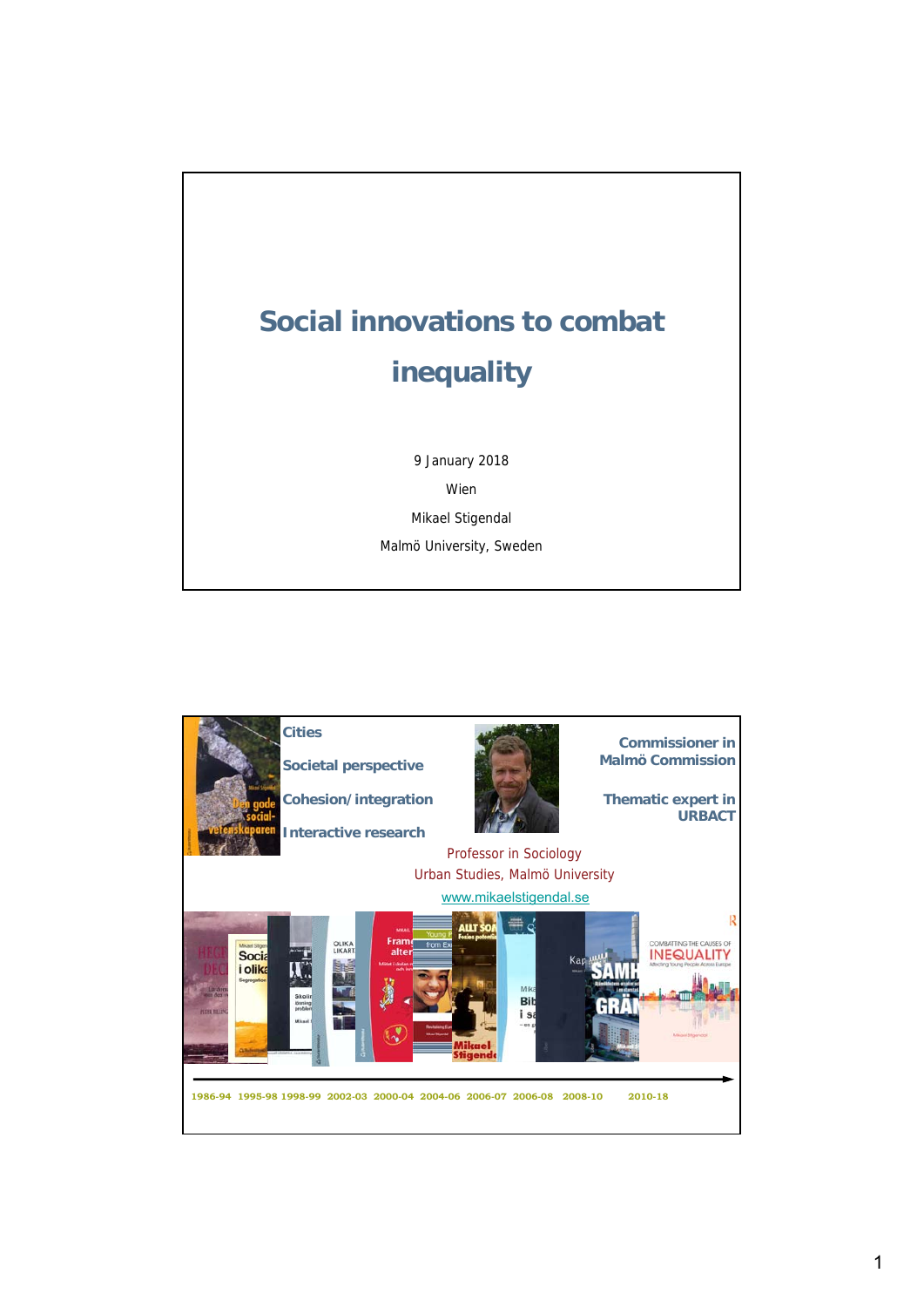# Social innovations to combat inequality

9 January 2018

Wien

Mikael Stigendal

Malmö University, Sweden

---

**Cities**

**Societal perspective**

**Cohesion/integration**

**Interactive research**

**Commissioner in Malmö Commission**

**Thematic expert in URBACT**

Professor in Sociology

Urban Studies, Malmö University

www.mikaelstigendal.se

1986-94 1995-98 1998-99 2002-03 2000-04 2004-06 2006-07 2006-08 2008-10 2010-18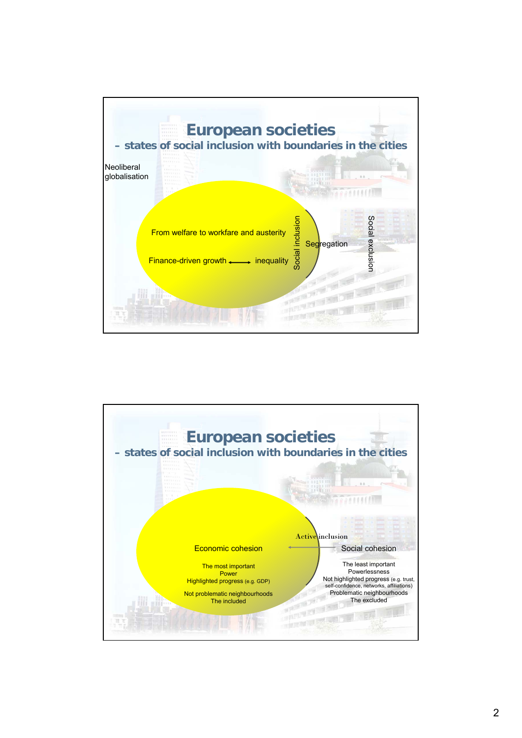## European societies

### – states of social inclusion with boundaries in the cities

Neoliberal globalisation

From welfare to workfare and austerity

Finance-driven growth ⟷ inequality

Social inclusion

Segregation

Social exclusion

## European societies

### – states of social inclusion with boundaries in the cities

Active inclusion

Economic cohesion

The most important
Power
Highlighted progress (e.g. GDP)

Not problematic neighbourhoods
The included

Social cohesion

The least important
Powerlessness
Not highlighted progress (e.g. trust, self-confidence, networks, affiliations)
Problematic neighbourhoods
The excluded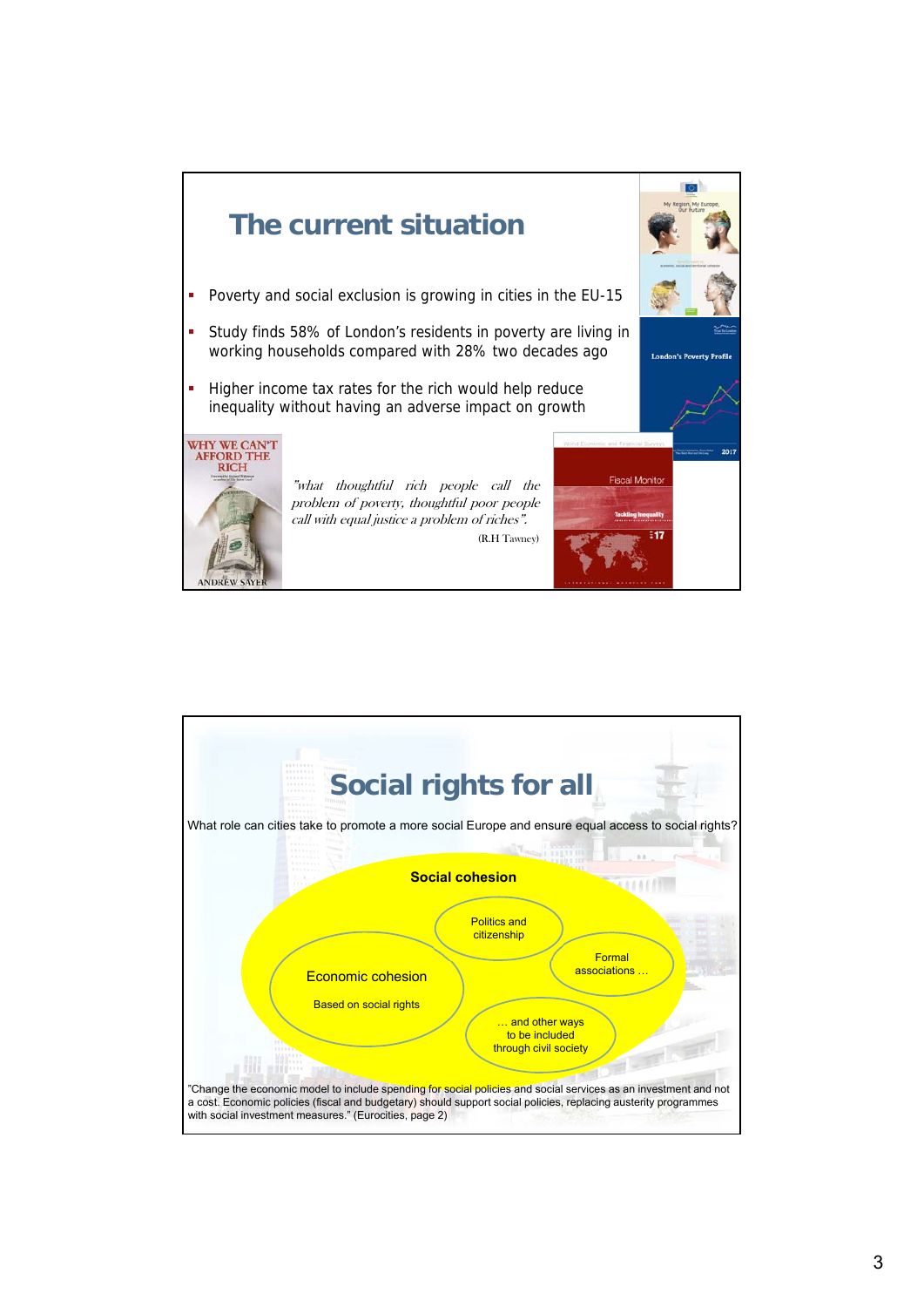## The current situation

- Poverty and social exclusion is growing in cities in the EU-15
- Study finds 58% of London's residents in poverty are living in working households compared with 28% two decades ago
- Higher income tax rates for the rich would help reduce inequality without having an adverse impact on growth

*"what thoughtful rich people call the problem of poverty, thoughtful poor people call with equal justice a problem of riches".*

(R.H Tawney)

## Social rights for all

What role can cities take to promote a more social Europe and ensure equal access to social rights?

**Social cohesion**

- Politics and citizenship
- Formal associations …
- Economic cohesion
  - Based on social rights
- … and other ways to be included through civil society

"Change the economic model to include spending for social policies and social services as an investment and not a cost. Economic policies (fiscal and budgetary) should support social policies, replacing austerity programmes with social investment measures." (Eurocities, page 2)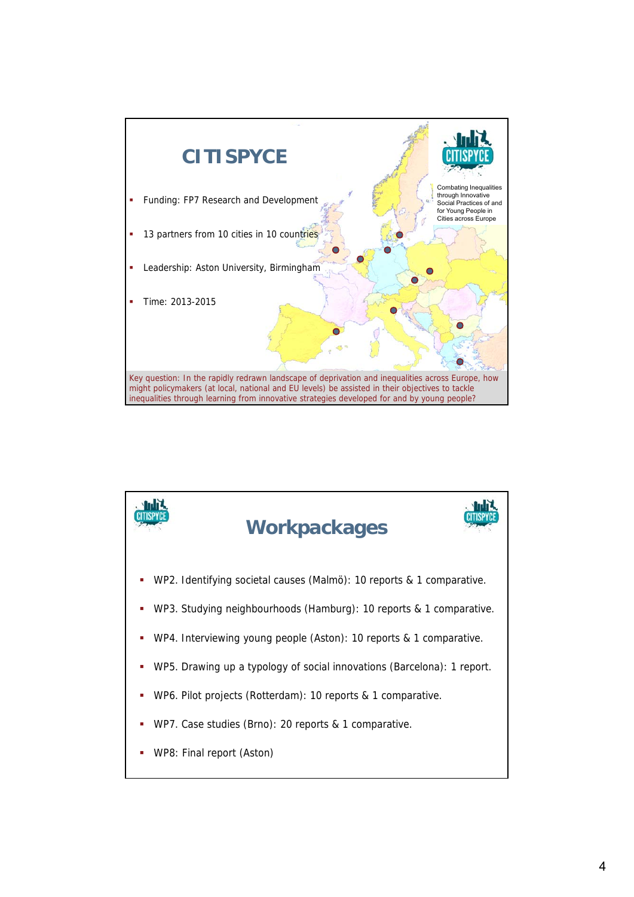# CITISPYCE

Combating Inequalities through Innovative Social Practices of and for Young People in Cities across Europe

- Funding: FP7 Research and Development
- 13 partners from 10 cities in 10 countries
- Leadership: Aston University, Birmingham
- Time: 2013-2015

Key question: In the rapidly redrawn landscape of deprivation and inequalities across Europe, how might policymakers (at local, national and EU levels) be assisted in their objectives to tackle inequalities through learning from innovative strategies developed for and by young people?

# Workpackages

- WP2. Identifying societal causes (Malmö): 10 reports & 1 comparative.
- WP3. Studying neighbourhoods (Hamburg): 10 reports & 1 comparative.
- WP4. Interviewing young people (Aston): 10 reports & 1 comparative.
- WP5. Drawing up a typology of social innovations (Barcelona): 1 report.
- WP6. Pilot projects (Rotterdam): 10 reports & 1 comparative.
- WP7. Case studies (Brno): 20 reports & 1 comparative.
- WP8: Final report (Aston)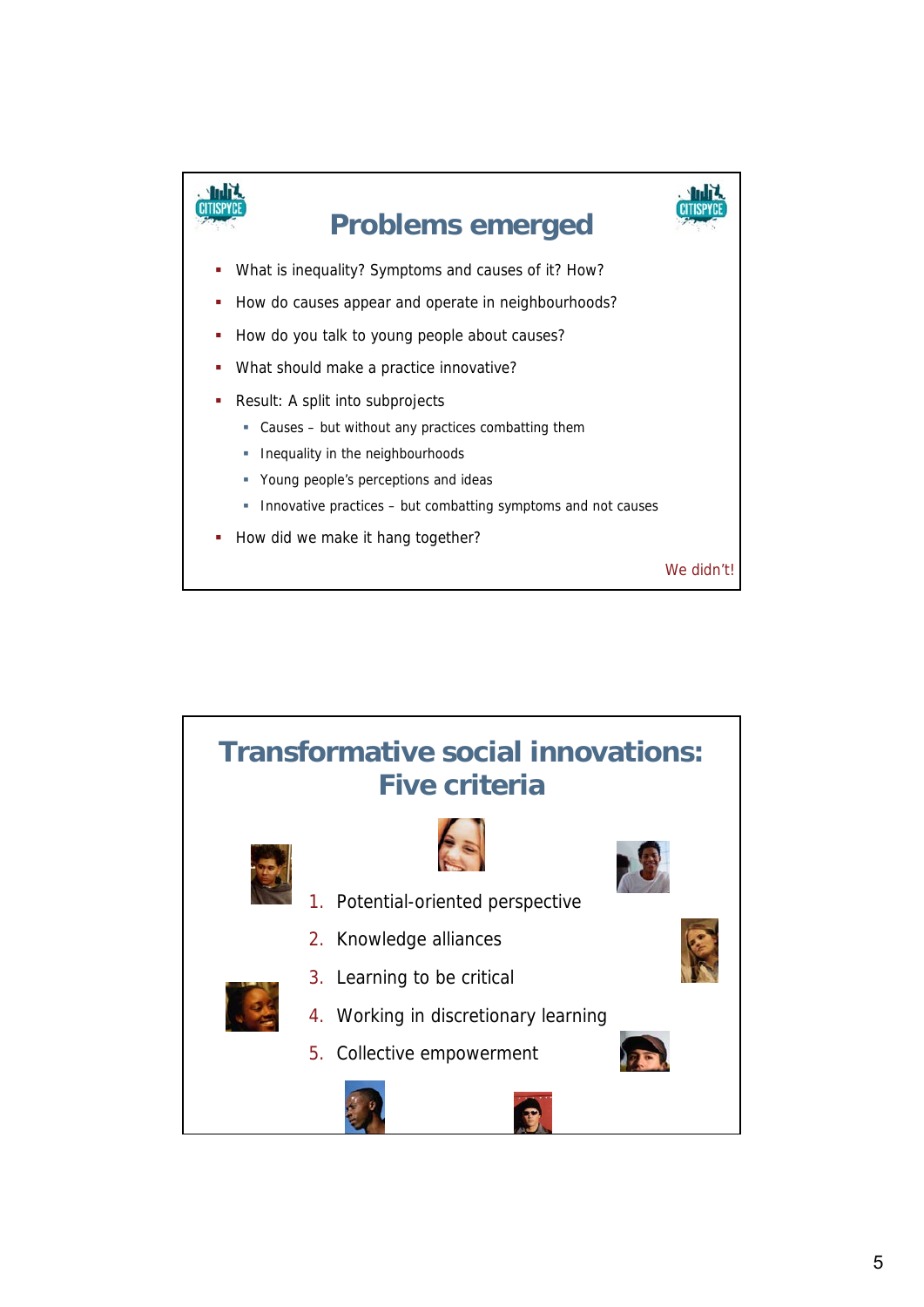## Problems emerged

- What is inequality? Symptoms and causes of it? How?
- How do causes appear and operate in neighbourhoods?
- How do you talk to young people about causes?
- What should make a practice innovative?
- Result: A split into subprojects
  - Causes – but without any practices combatting them
  - Inequality in the neighbourhoods
  - Young people's perceptions and ideas
  - Innovative practices – but combatting symptoms and not causes
- How did we make it hang together?

We didn't!

## Transformative social innovations: Five criteria

1. Potential-oriented perspective
2. Knowledge alliances
3. Learning to be critical
4. Working in discretionary learning
5. Collective empowerment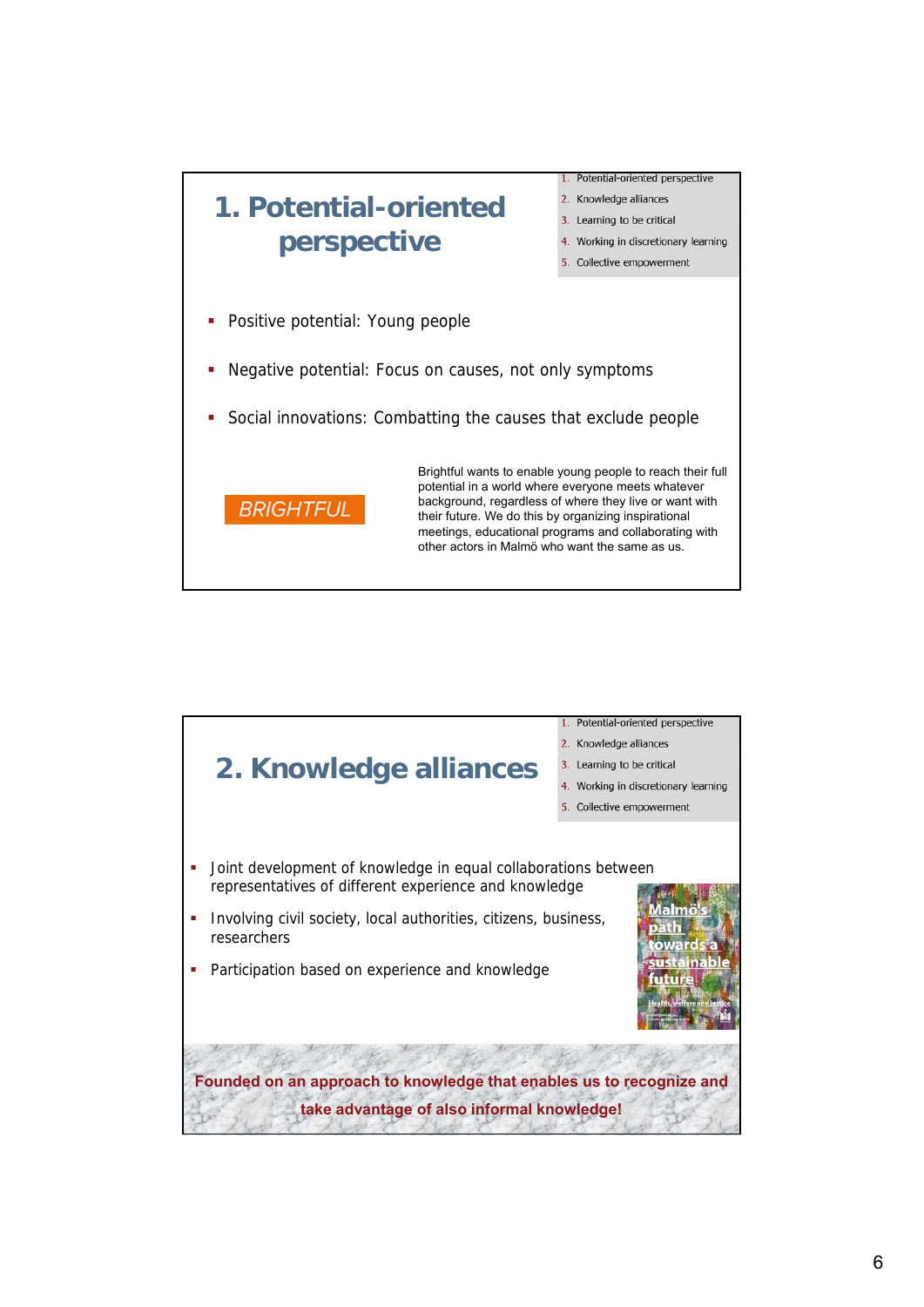# 1. Potential-oriented perspective

1. Potential-oriented perspective
2. Knowledge alliances
3. Learning to be critical
4. Working in discretionary learning
5. Collective empowerment

- Positive potential: Young people
- Negative potential: Focus on causes, not only symptoms
- Social innovations: Combatting the causes that exclude people

*BRIGHTFUL*

Brightful wants to enable young people to reach their full potential in a world where everyone meets whatever background, regardless of where they live or want with their future. We do this by organizing inspirational meetings, educational programs and collaborating with other actors in Malmö who want the same as us.

# 2. Knowledge alliances

1. Potential-oriented perspective
2. Knowledge alliances
3. Learning to be critical
4. Working in discretionary learning
5. Collective empowerment

- Joint development of knowledge in equal collaborations between representatives of different experience and knowledge
- Involving civil society, local authorities, citizens, business, researchers
- Participation based on experience and knowledge

Malmö's path towards a sustainable future

Health, welfare and justice

**Founded on an approach to knowledge that enables us to recognize and take advantage of also informal knowledge!**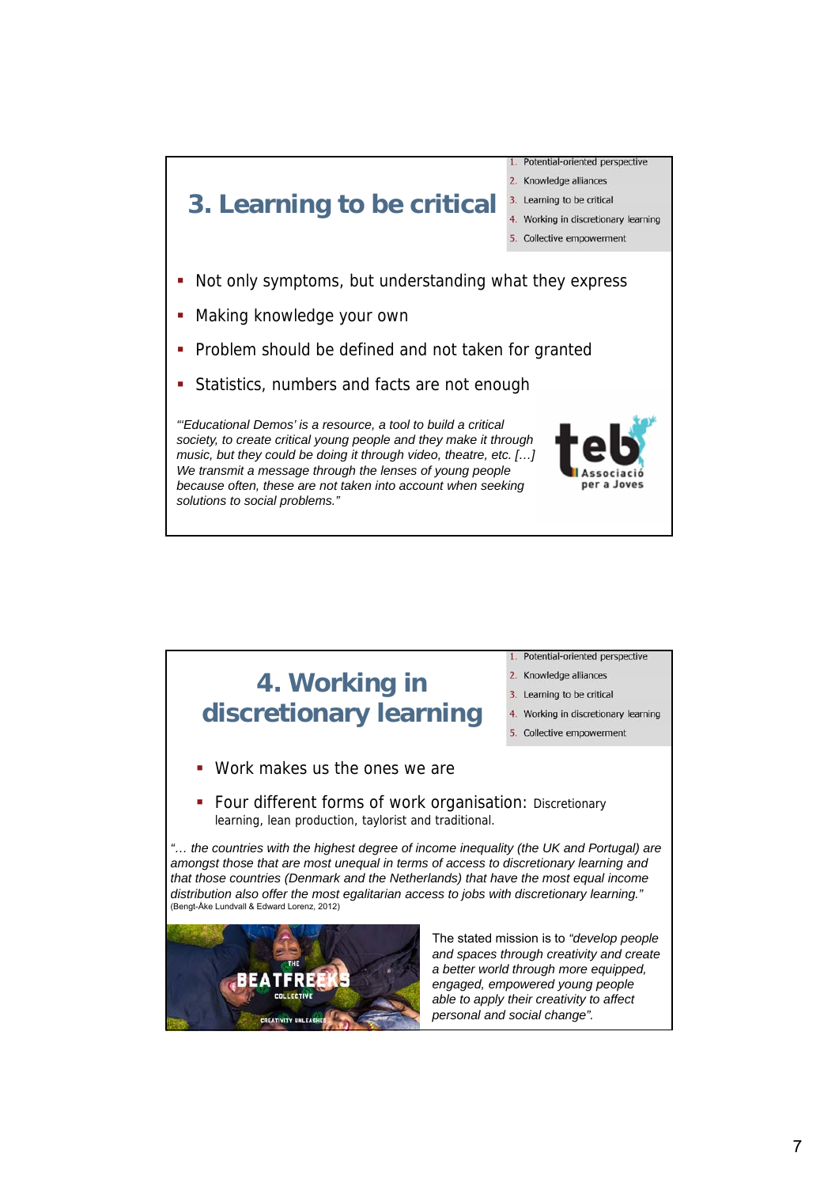## 3. Learning to be critical

1. Potential-oriented perspective
2. Knowledge alliances
3. Learning to be critical
4. Working in discretionary learning
5. Collective empowerment

- Not only symptoms, but understanding what they express
- Making knowledge your own
- Problem should be defined and not taken for granted
- Statistics, numbers and facts are not enough

*"'Educational Demos' is a resource, a tool to build a critical society, to create critical young people and they make it through music, but they could be doing it through video, theatre, etc. […] We transmit a message through the lenses of young people because often, these are not taken into account when seeking solutions to social problems."*

teb Associació per a Joves

## 4. Working in discretionary learning

1. Potential-oriented perspective
2. Knowledge alliances
3. Learning to be critical
4. Working in discretionary learning
5. Collective empowerment

- Work makes us the ones we are
- Four different forms of work organisation: Discretionary learning, lean production, taylorist and traditional.

*"… the countries with the highest degree of income inequality (the UK and Portugal) are amongst those that are most unequal in terms of access to discretionary learning and that those countries (Denmark and the Netherlands) that have the most equal income distribution also offer the most egalitarian access to jobs with discretionary learning."*
(Bengt-Åke Lundvall & Edward Lorenz, 2012)

The Beatfreeks Collective – Creativity Unleashed

The stated mission is to *"develop people and spaces through creativity and create a better world through more equipped, engaged, empowered young people able to apply their creativity to affect personal and social change".*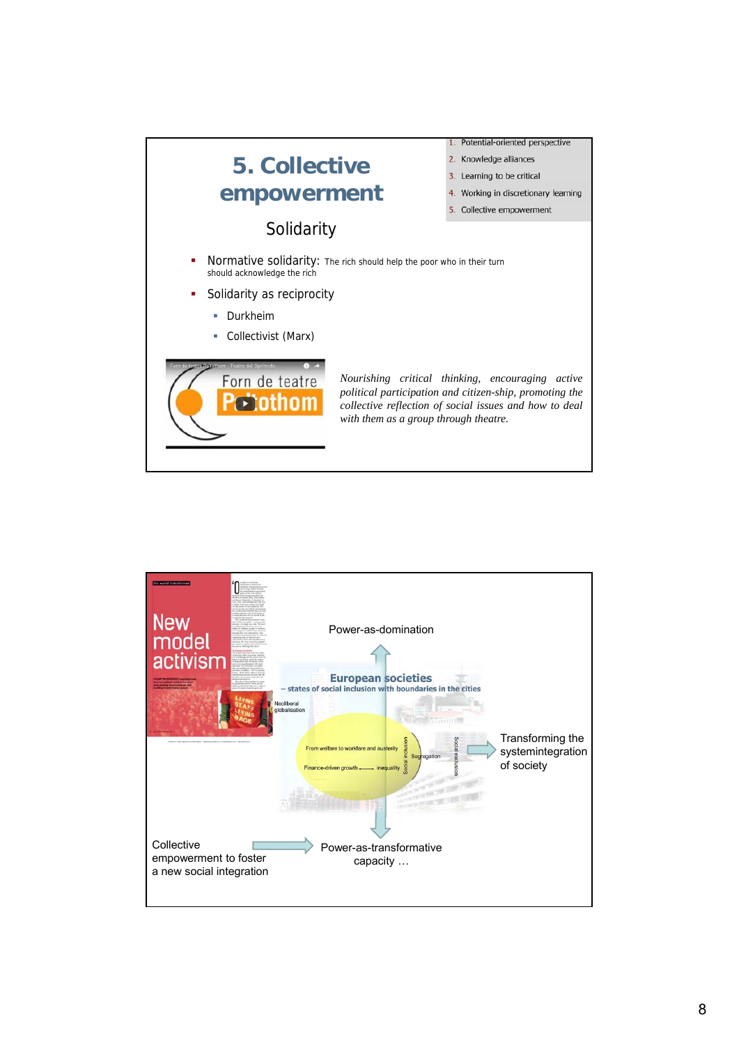# 5. Collective empowerment

1. Potential-oriented perspective
2. Knowledge alliances
3. Learning to be critical
4. Working in discretionary learning
5. Collective empowerment

## Solidarity

- Normative solidarity: The rich should help the poor who in their turn should acknowledge the rich
- Solidarity as reciprocity
  - Durkheim
  - Collectivist (Marx)

Forn de teatre Pa'tothom

*Nourishing critical thinking, encouraging active political participation and citizen-ship, promoting the collective reflection of social issues and how to deal with them as a group through theatre.*

---

New model activism

Power-as-domination

European societies
– states of social inclusion with boundaries in the cities

Neoliberal globalisation

From welfare to workfare and austerity

Finance-driven growth → inequality

Social inclusion

Segregation

Social exclusion

Transforming the systemintegration of society

Collective empowerment to foster a new social integration

Power-as-transformative capacity …